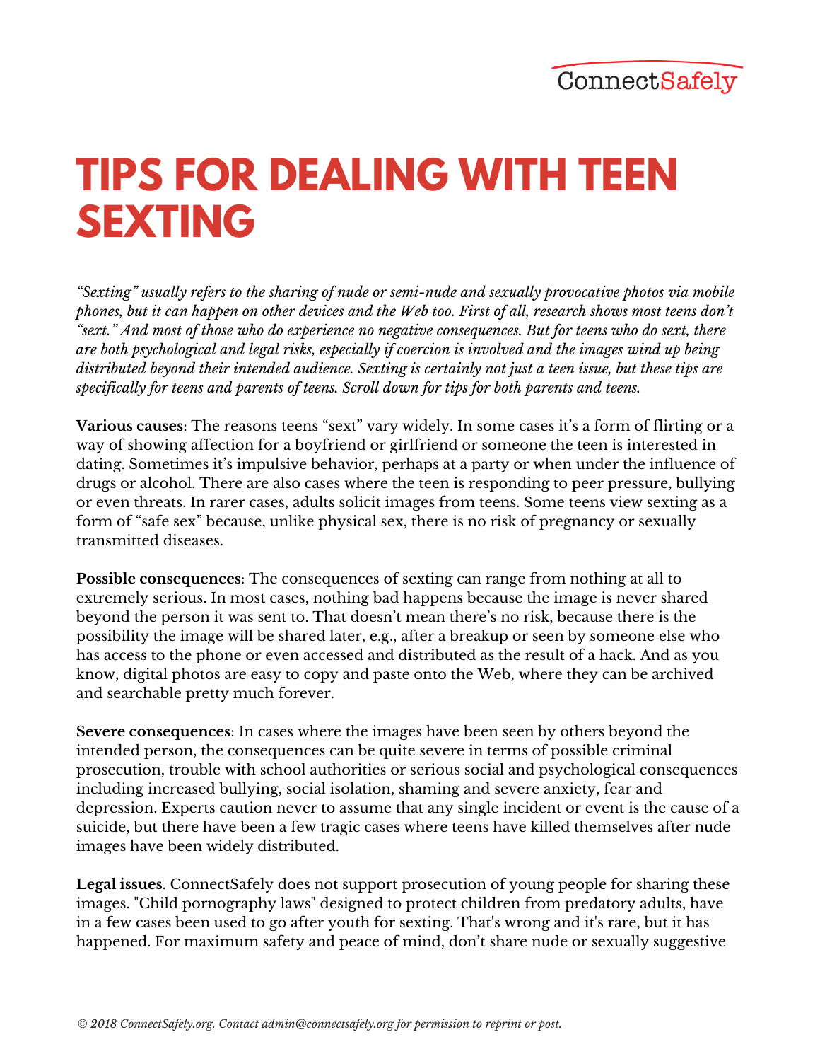ConnectSafely

# TIPS FOR DEALING WITH TEEN SEXTING

*"Sexting" usually refers to the sharing of nude or semi-nude and sexually provocative photos via mobile phones, but it can happen on other devices and the Web too. First of all, research shows most teens don't "sext." And most of those who do experience no negative consequences. But for teens who do sext, there are both psychological and legal risks, especially if coercion is involved and the images wind up being distributed beyond their intended audience. Sexting is certainly not just a teen issue, but these tips are specifically for teens and parents of teens. Scroll down for tips for both parents and teens.*

**Various causes**: The reasons teens "sext" vary widely. In some cases it's a form of flirting or a way of showing affection for a boyfriend or girlfriend or someone the teen is interested in dating. Sometimes it's impulsive behavior, perhaps at a party or when under the influence of drugs or alcohol. There are also cases where the teen is responding to peer pressure, bullying or even threats. In rarer cases, adults solicit images from teens. Some teens view sexting as a form of "safe sex" because, unlike physical sex, there is no risk of pregnancy or sexually transmitted diseases.

**Possible consequences**: The consequences of sexting can range from nothing at all to extremely serious. In most cases, nothing bad happens because the image is never shared beyond the person it was sent to. That doesn't mean there's no risk, because there is the possibility the image will be shared later, e.g., after a breakup or seen by someone else who has access to the phone or even accessed and distributed as the result of a hack. And as you know, digital photos are easy to copy and paste onto the Web, where they can be archived and searchable pretty much forever.

**Severe consequences**: In cases where the images have been seen by others beyond the intended person, the consequences can be quite severe in terms of possible criminal prosecution, trouble with school authorities or serious social and psychological consequences including increased bullying, social isolation, shaming and severe anxiety, fear and depression. Experts caution never to assume that any single incident or event is the cause of a suicide, but there have been a few tragic cases where teens have killed themselves after nude images have been widely distributed.

**Legal issues**. ConnectSafely does not support prosecution of young people for sharing these images. "Child pornography laws" designed to protect children from predatory adults, have in a few cases been used to go after youth for sexting. That's wrong and it's rare, but it has happened. For maximum safety and peace of mind, don't share nude or sexually suggestive

*© 2018 ConnectSafely.org. Contact admin@connectsafely.org for permission to reprint or post.*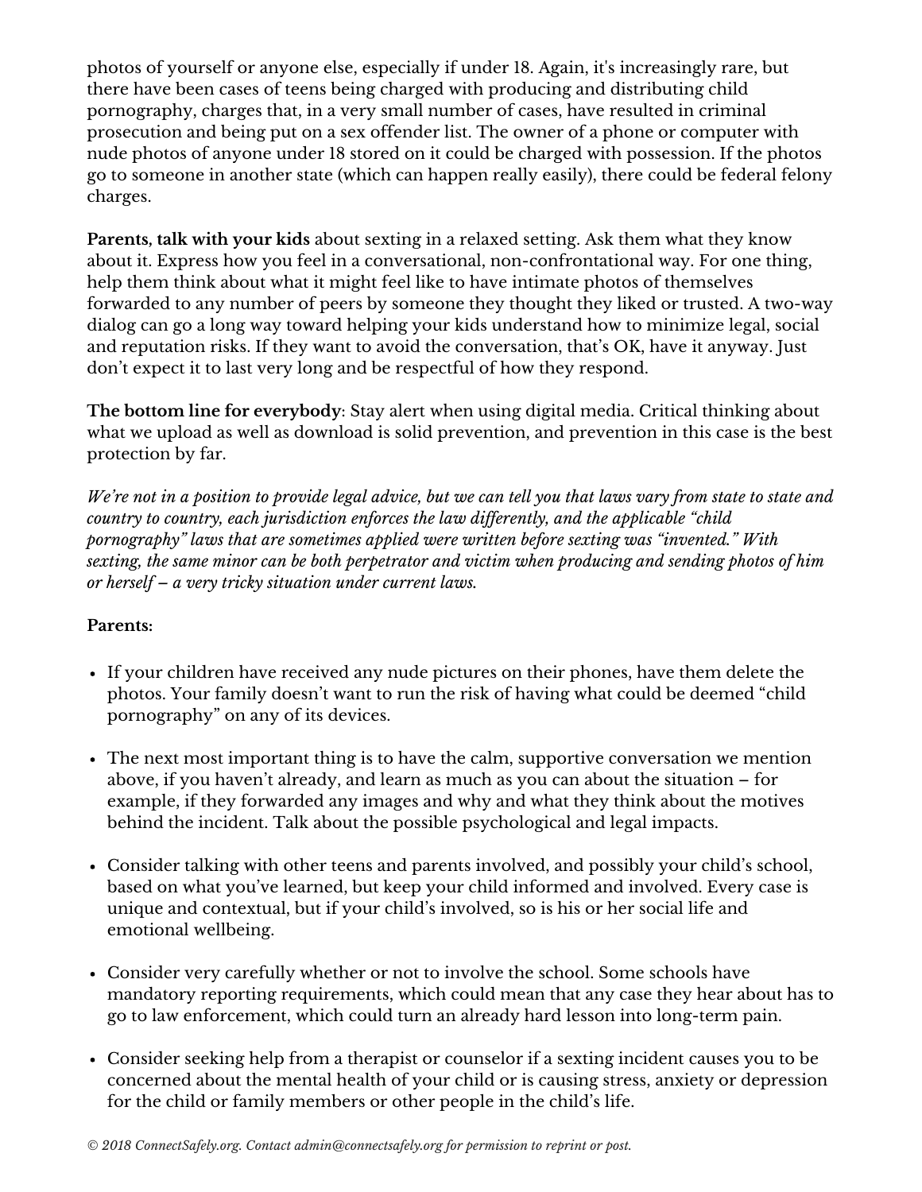photos of yourself or anyone else, especially if under 18. Again, it's increasingly rare, but there have been cases of teens being charged with producing and distributing child pornography, charges that, in a very small number of cases, have resulted in criminal prosecution and being put on a sex offender list. The owner of a phone or computer with nude photos of anyone under 18 stored on it could be charged with possession. If the photos go to someone in another state (which can happen really easily), there could be federal felony charges.

**Parents, talk with your kids** about sexting in a relaxed setting. Ask them what they know about it. Express how you feel in a conversational, non-confrontational way. For one thing, help them think about what it might feel like to have intimate photos of themselves forwarded to any number of peers by someone they thought they liked or trusted. A two-way dialog can go a long way toward helping your kids understand how to minimize legal, social and reputation risks. If they want to avoid the conversation, that's OK, have it anyway. Just don't expect it to last very long and be respectful of how they respond.

**The bottom line for everybody**: Stay alert when using digital media. Critical thinking about what we upload as well as download is solid prevention, and prevention in this case is the best protection by far.

*We're not in a position to provide legal advice, but we can tell you that laws vary from state to state and country to country, each jurisdiction enforces the law differently, and the applicable "child pornography" laws that are sometimes applied were written before sexting was "invented." With sexting, the same minor can be both perpetrator and victim when producing and sending photos of him or herself – a very tricky situation under current laws.*

**Parents:**

- If your children have received any nude pictures on their phones, have them delete the photos. Your family doesn't want to run the risk of having what could be deemed "child pornography" on any of its devices.
- The next most important thing is to have the calm, supportive conversation we mention above, if you haven't already, and learn as much as you can about the situation – for example, if they forwarded any images and why and what they think about the motives behind the incident. Talk about the possible psychological and legal impacts.
- Consider talking with other teens and parents involved, and possibly your child's school, based on what you've learned, but keep your child informed and involved. Every case is unique and contextual, but if your child's involved, so is his or her social life and emotional wellbeing.
- Consider very carefully whether or not to involve the school. Some schools have mandatory reporting requirements, which could mean that any case they hear about has to go to law enforcement, which could turn an already hard lesson into long-term pain.
- Consider seeking help from a therapist or counselor if a sexting incident causes you to be concerned about the mental health of your child or is causing stress, anxiety or depression for the child or family members or other people in the child's life.

*© 2018 ConnectSafely.org. Contact admin@connectsafely.org for permission to reprint or post.*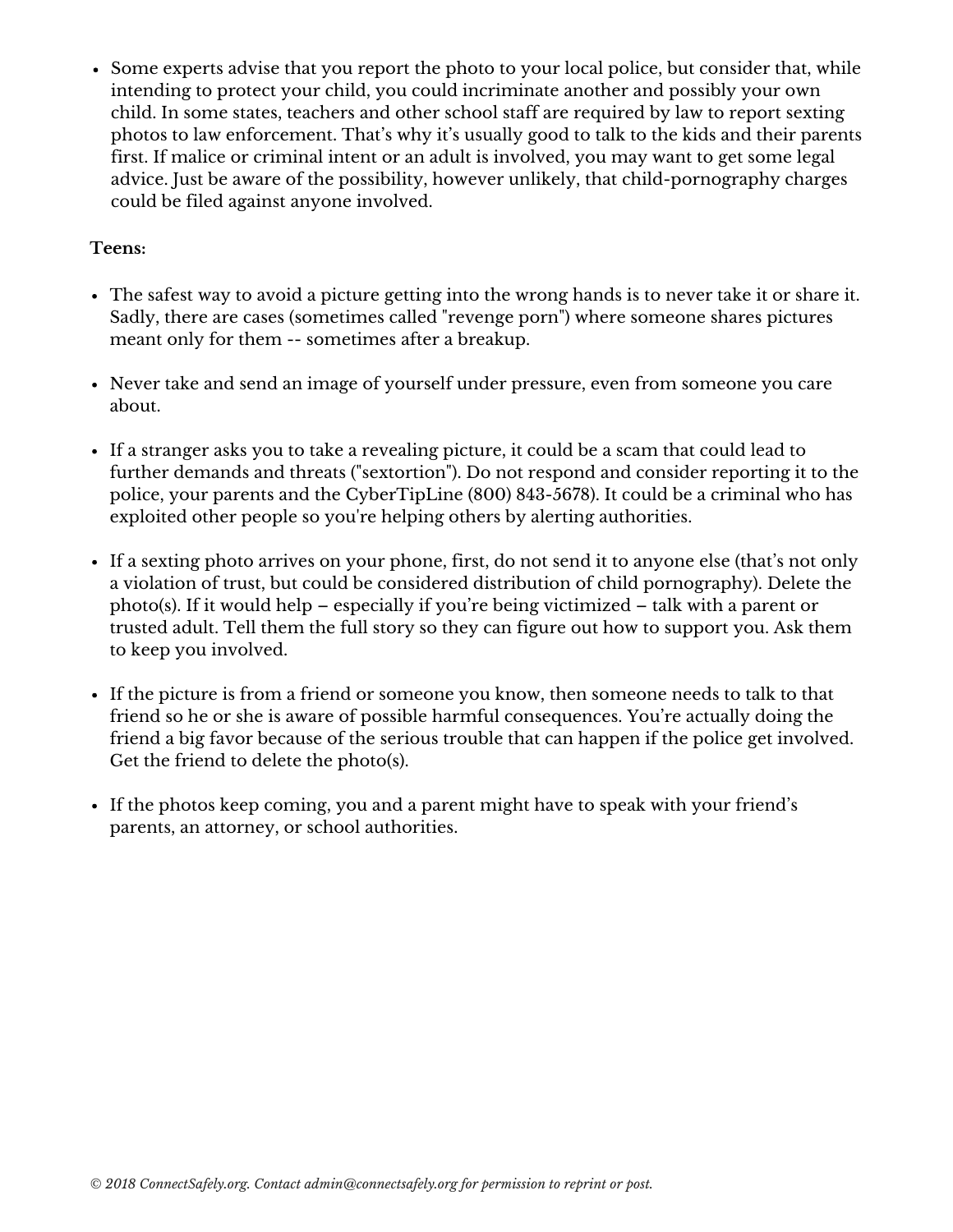- Some experts advise that you report the photo to your local police, but consider that, while intending to protect your child, you could incriminate another and possibly your own child. In some states, teachers and other school staff are required by law to report sexting photos to law enforcement. That's why it's usually good to talk to the kids and their parents first. If malice or criminal intent or an adult is involved, you may want to get some legal advice. Just be aware of the possibility, however unlikely, that child-pornography charges could be filed against anyone involved.

**Teens:**

- The safest way to avoid a picture getting into the wrong hands is to never take it or share it. Sadly, there are cases (sometimes called "revenge porn") where someone shares pictures meant only for them -- sometimes after a breakup.

- Never take and send an image of yourself under pressure, even from someone you care about.

- If a stranger asks you to take a revealing picture, it could be a scam that could lead to further demands and threats ("sextortion"). Do not respond and consider reporting it to the police, your parents and the CyberTipLine (800) 843-5678). It could be a criminal who has exploited other people so you're helping others by alerting authorities.

- If a sexting photo arrives on your phone, first, do not send it to anyone else (that's not only a violation of trust, but could be considered distribution of child pornography). Delete the photo(s). If it would help – especially if you're being victimized – talk with a parent or trusted adult. Tell them the full story so they can figure out how to support you. Ask them to keep you involved.

- If the picture is from a friend or someone you know, then someone needs to talk to that friend so he or she is aware of possible harmful consequences. You're actually doing the friend a big favor because of the serious trouble that can happen if the police get involved. Get the friend to delete the photo(s).

- If the photos keep coming, you and a parent might have to speak with your friend's parents, an attorney, or school authorities.

*© 2018 ConnectSafely.org. Contact admin@connectsafely.org for permission to reprint or post.*